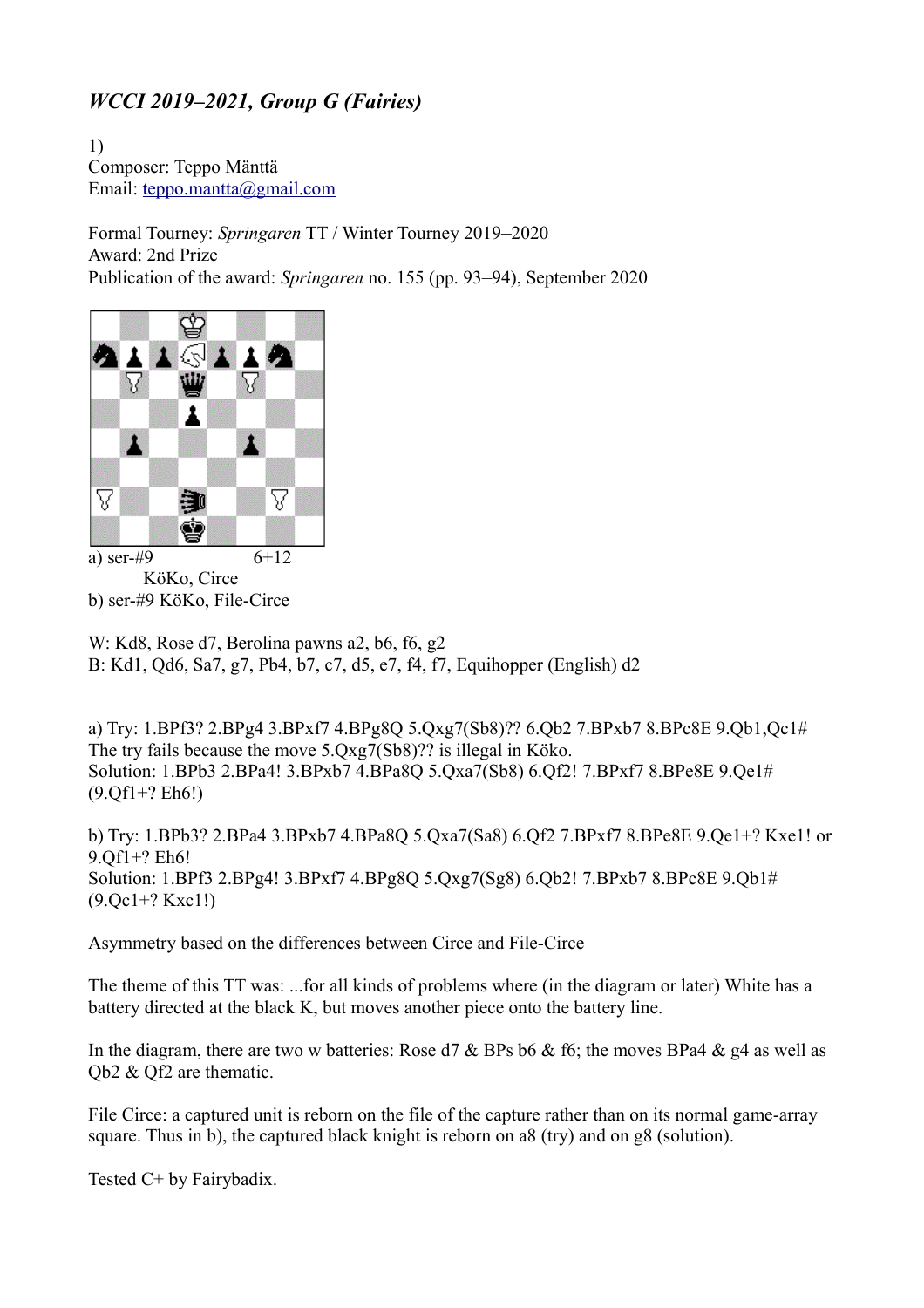# *WCCI 2019–2021, Group G (Fairies)*

1)
Composer: Teppo Mänttä
Email: teppo.mantta@gmail.com

Formal Tourney: *Springaren* TT / Winter Tourney 2019–2020
Award: 2nd Prize
Publication of the award: *Springaren* no. 155 (pp. 93–94), September 2020

a) ser-#9 6+12
KöKo, Circe
b) ser-#9 KöKo, File-Circe

W: Kd8, Rose d7, Berolina pawns a2, b6, f6, g2
B: Kd1, Qd6, Sa7, g7, Pb4, b7, c7, d5, e7, f4, f7, Equihopper (English) d2

a) Try: 1.BPf3? 2.BPg4 3.BPxf7 4.BPg8Q 5.Qxg7(Sb8)?? 6.Qb2 7.BPxb7 8.BPc8E 9.Qb1,Qc1#
The try fails because the move 5.Qxg7(Sb8)?? is illegal in Köko.
Solution: 1.BPb3 2.BPa4! 3.BPxb7 4.BPa8Q 5.Qxa7(Sb8) 6.Qf2! 7.BPxf7 8.BPe8E 9.Qe1#
(9.Qf1+? Eh6!)

b) Try: 1.BPb3? 2.BPa4 3.BPxb7 4.BPa8Q 5.Qxa7(Sa8) 6.Qf2 7.BPxf7 8.BPe8E 9.Qe1+? Kxe1! or 9.Qf1+? Eh6!
Solution: 1.BPf3 2.BPg4! 3.BPxf7 4.BPg8Q 5.Qxg7(Sg8) 6.Qb2! 7.BPxb7 8.BPc8E 9.Qb1#
(9.Qc1+? Kxc1!)

Asymmetry based on the differences between Circe and File-Circe

The theme of this TT was: ...for all kinds of problems where (in the diagram or later) White has a battery directed at the black K, but moves another piece onto the battery line.

In the diagram, there are two w batteries: Rose d7 & BPs b6 & f6; the moves BPa4 & g4 as well as Qb2 & Qf2 are thematic.

File Circe: a captured unit is reborn on the file of the capture rather than on its normal game-array square. Thus in b), the captured black knight is reborn on a8 (try) and on g8 (solution).

Tested C+ by Fairybadix.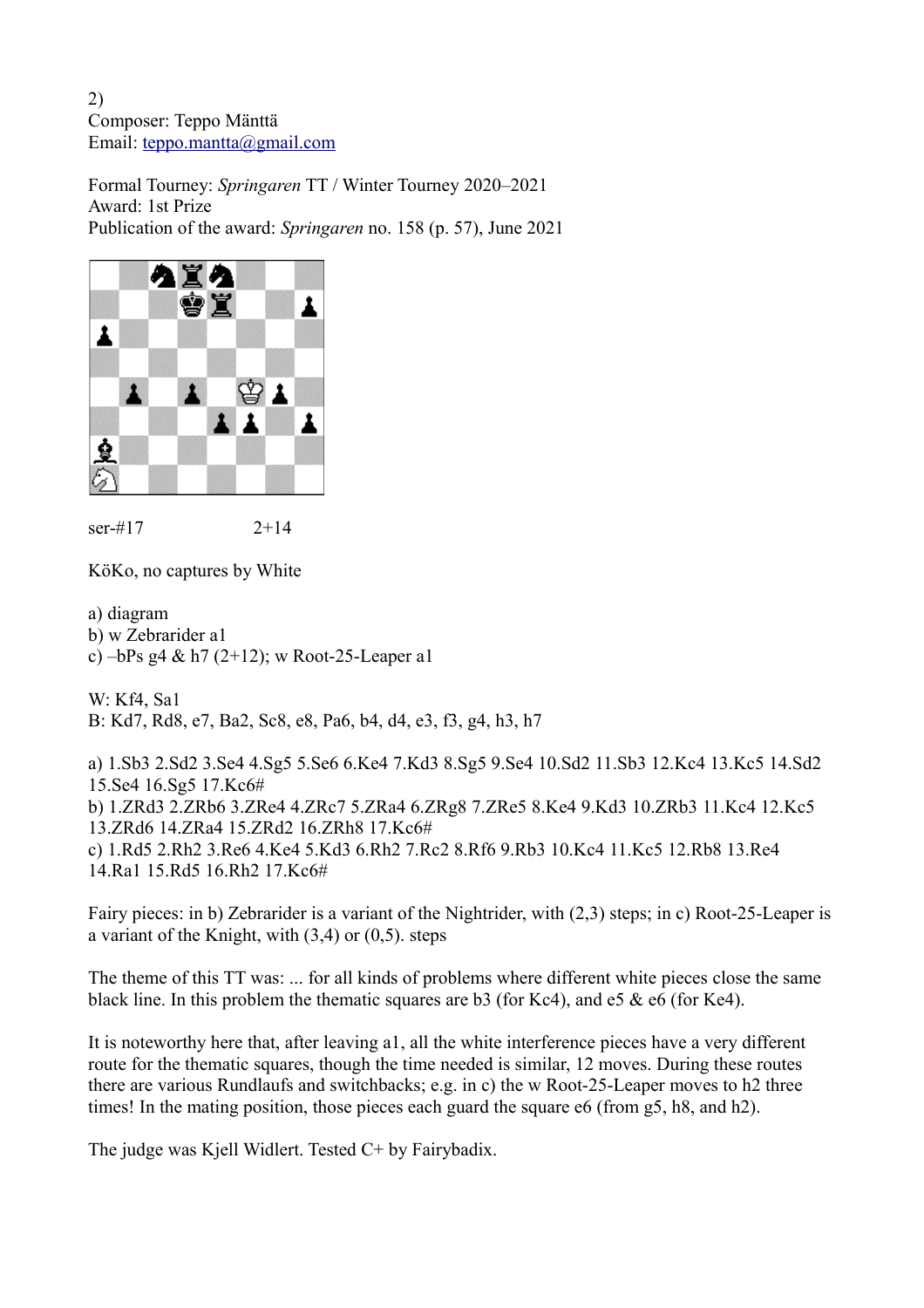2)
Composer: Teppo Mänttä
Email: teppo.mantta@gmail.com

Formal Tourney: *Springaren* TT / Winter Tourney 2020–2021
Award: 1st Prize
Publication of the award: *Springaren* no. 158 (p. 57), June 2021

ser-#17 2+14

KöKo, no captures by White

a) diagram
b) w Zebrarider a1
c) –bPs g4 & h7 (2+12); w Root-25-Leaper a1

W: Kf4, Sa1
B: Kd7, Rd8, e7, Ba2, Sc8, e8, Pa6, b4, d4, e3, f3, g4, h3, h7

a) 1.Sb3 2.Sd2 3.Se4 4.Sg5 5.Se6 6.Ke4 7.Kd3 8.Sg5 9.Se4 10.Sd2 11.Sb3 12.Kc4 13.Kc5 14.Sd2 15.Se4 16.Sg5 17.Kc6#
b) 1.ZRd3 2.ZRb6 3.ZRe4 4.ZRc7 5.ZRa4 6.ZRg8 7.ZRe5 8.Ke4 9.Kd3 10.ZRb3 11.Kc4 12.Kc5 13.ZRd6 14.ZRa4 15.ZRd2 16.ZRh8 17.Kc6#
c) 1.Rd5 2.Rh2 3.Re6 4.Ke4 5.Kd3 6.Rh2 7.Rc2 8.Rf6 9.Rb3 10.Kc4 11.Kc5 12.Rb8 13.Re4 14.Ra1 15.Rd5 16.Rh2 17.Kc6#

Fairy pieces: in b) Zebrarider is a variant of the Nightrider, with (2,3) steps; in c) Root-25-Leaper is a variant of the Knight, with (3,4) or (0,5). steps

The theme of this TT was: ... for all kinds of problems where different white pieces close the same black line. In this problem the thematic squares are b3 (for Kc4), and e5 & e6 (for Ke4).

It is noteworthy here that, after leaving a1, all the white interference pieces have a very different route for the thematic squares, though the time needed is similar, 12 moves. During these routes there are various Rundlaufs and switchbacks; e.g. in c) the w Root-25-Leaper moves to h2 three times! In the mating position, those pieces each guard the square e6 (from g5, h8, and h2).

The judge was Kjell Widlert. Tested C+ by Fairybadix.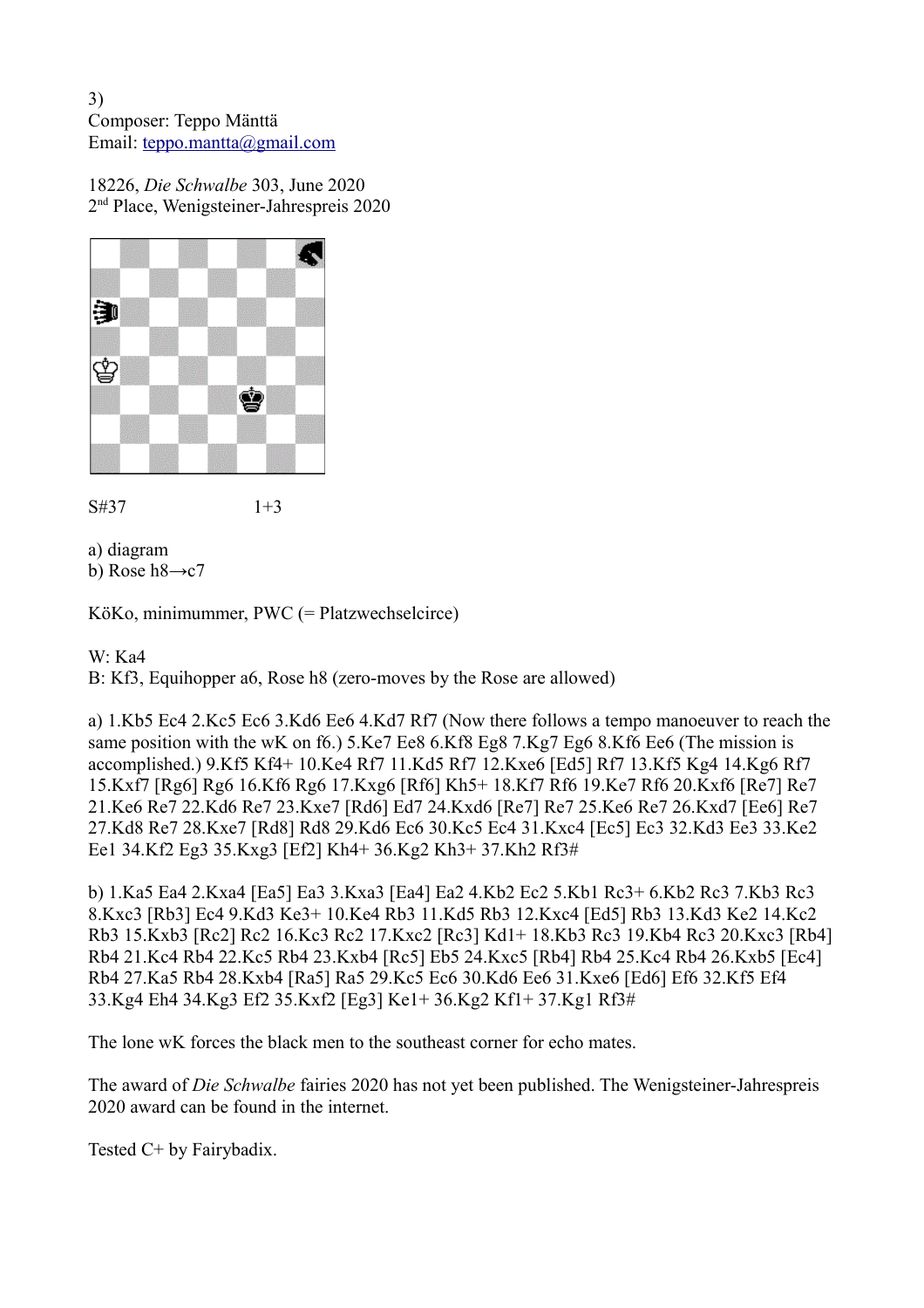3)
Composer: Teppo Mänttä
Email: teppo.mantta@gmail.com

18226, *Die Schwalbe* 303, June 2020
2nd Place, Wenigsteiner-Jahrespreis 2020

S#37 1+3

a) diagram
b) Rose h8→c7

KöKo, minimummer, PWC (= Platzwechselcirce)

W: Ka4
B: Kf3, Equihopper a6, Rose h8 (zero-moves by the Rose are allowed)

a) 1.Kb5 Ec4 2.Kc5 Ec6 3.Kd6 Ee6 4.Kd7 Rf7 (Now there follows a tempo manoeuver to reach the same position with the wK on f6.) 5.Ke7 Ee8 6.Kf8 Eg8 7.Kg7 Eg6 8.Kf6 Ee6 (The mission is accomplished.) 9.Kf5 Kf4+ 10.Ke4 Rf7 11.Kd5 Rf7 12.Kxe6 [Ed5] Rf7 13.Kf5 Kg4 14.Kg6 Rf7 15.Kxf7 [Rg6] Rg6 16.Kf6 Rg6 17.Kxg6 [Rf6] Kh5+ 18.Kf7 Rf6 19.Ke7 Rf6 20.Kxf6 [Re7] Re7 21.Ke6 Re7 22.Kd6 Re7 23.Kxe7 [Rd6] Ed7 24.Kxd6 [Re7] Re7 25.Ke6 Re7 26.Kxd7 [Ee6] Re7 27.Kd8 Re7 28.Kxe7 [Rd8] Rd8 29.Kd6 Ec6 30.Kc5 Ec4 31.Kxc4 [Ec5] Ec3 32.Kd3 Ee3 33.Ke2 Ee1 34.Kf2 Eg3 35.Kxg3 [Ef2] Kh4+ 36.Kg2 Kh3+ 37.Kh2 Rf3#

b) 1.Ka5 Ea4 2.Kxa4 [Ea5] Ea3 3.Kxa3 [Ea4] Ea2 4.Kb2 Ec2 5.Kb1 Rc3+ 6.Kb2 Rc3 7.Kb3 Rc3 8.Kxc3 [Rb3] Ec4 9.Kd3 Ke3+ 10.Ke4 Rb3 11.Kd5 Rb3 12.Kxc4 [Ed5] Rb3 13.Kd3 Ke2 14.Kc2 Rb3 15.Kxb3 [Rc2] Rc2 16.Kc3 Rc2 17.Kxc2 [Rc3] Kd1+ 18.Kb3 Rc3 19.Kb4 Rc3 20.Kxc3 [Rb4] Rb4 21.Kc4 Rb4 22.Kc5 Rb4 23.Kxb4 [Rc5] Eb5 24.Kxc5 [Rb4] Rb4 25.Kc4 Rb4 26.Kxb5 [Ec4] Rb4 27.Ka5 Rb4 28.Kxb4 [Ra5] Ra5 29.Kc5 Ec6 30.Kd6 Ee6 31.Kxe6 [Ed6] Ef6 32.Kf5 Ef4 33.Kg4 Eh4 34.Kg3 Ef2 35.Kxf2 [Eg3] Ke1+ 36.Kg2 Kf1+ 37.Kg1 Rf3#

The lone wK forces the black men to the southeast corner for echo mates.

The award of *Die Schwalbe* fairies 2020 has not yet been published. The Wenigsteiner-Jahrespreis 2020 award can be found in the internet.

Tested C+ by Fairybadix.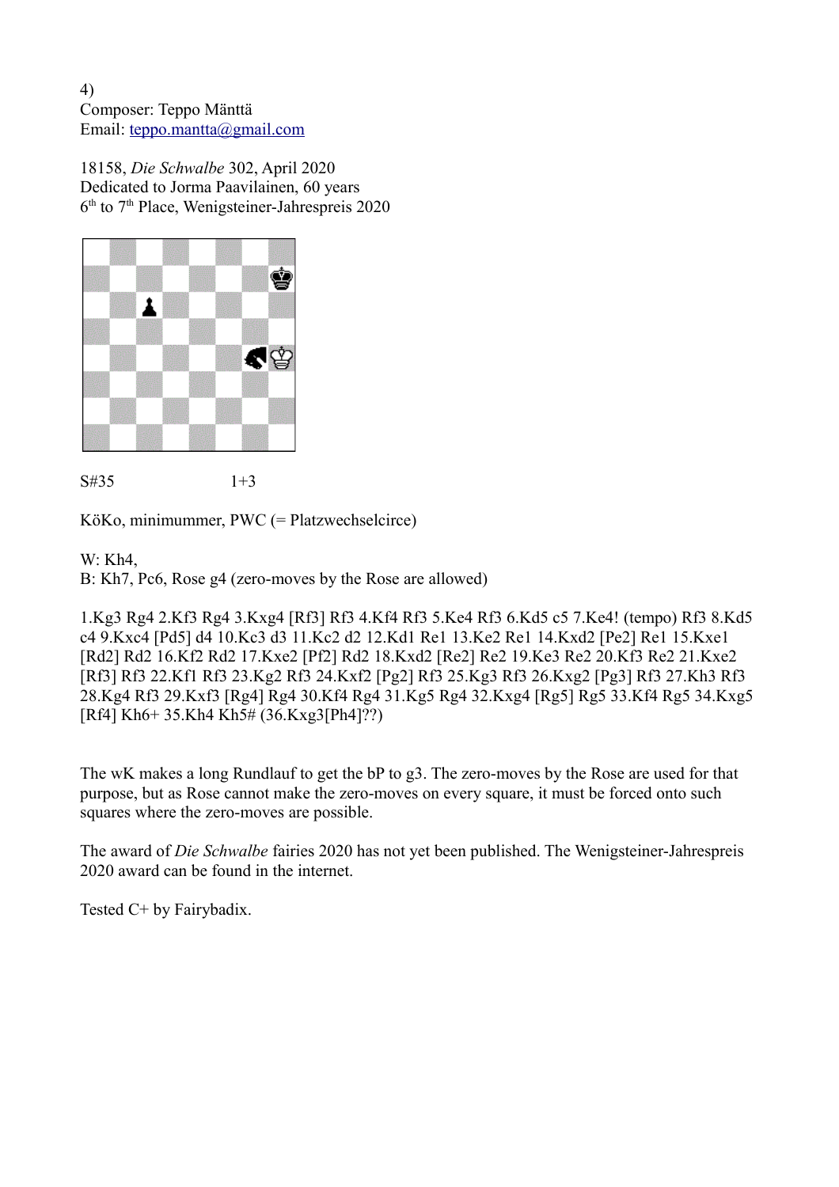4)
Composer: Teppo Mänttä
Email: teppo.mantta@gmail.com

18158, *Die Schwalbe* 302, April 2020
Dedicated to Jorma Paavilainen, 60 years
6th to 7th Place, Wenigsteiner-Jahrespreis 2020

S#35 1+3

KöKo, minimummer, PWC (= Platzwechselcirce)

W: Kh4,
B: Kh7, Pc6, Rose g4 (zero-moves by the Rose are allowed)

1.Kg3 Rg4 2.Kf3 Rg4 3.Kxg4 [Rf3] Rf3 4.Kf4 Rf3 5.Ke4 Rf3 6.Kd5 c5 7.Ke4! (tempo) Rf3 8.Kd5 c4 9.Kxc4 [Pd5] d4 10.Kc3 d3 11.Kc2 d2 12.Kd1 Re1 13.Ke2 Re1 14.Kxd2 [Pe2] Re1 15.Kxe1 [Rd2] Rd2 16.Kf2 Rd2 17.Kxe2 [Pf2] Rd2 18.Kxd2 [Re2] Re2 19.Ke3 Re2 20.Kf3 Re2 21.Kxe2 [Rf3] Rf3 22.Kf1 Rf3 23.Kg2 Rf3 24.Kxf2 [Pg2] Rf3 25.Kg3 Rf3 26.Kxg2 [Pg3] Rf3 27.Kh3 Rf3 28.Kg4 Rf3 29.Kxf3 [Rg4] Rg4 30.Kf4 Rg4 31.Kg5 Rg4 32.Kxg4 [Rg5] Rg5 33.Kf4 Rg5 34.Kxg5 [Rf4] Kh6+ 35.Kh4 Kh5# (36.Kxg3[Ph4]??)

The wK makes a long Rundlauf to get the bP to g3. The zero-moves by the Rose are used for that purpose, but as Rose cannot make the zero-moves on every square, it must be forced onto such squares where the zero-moves are possible.

The award of *Die Schwalbe* fairies 2020 has not yet been published. The Wenigsteiner-Jahrespreis 2020 award can be found in the internet.

Tested C+ by Fairybadix.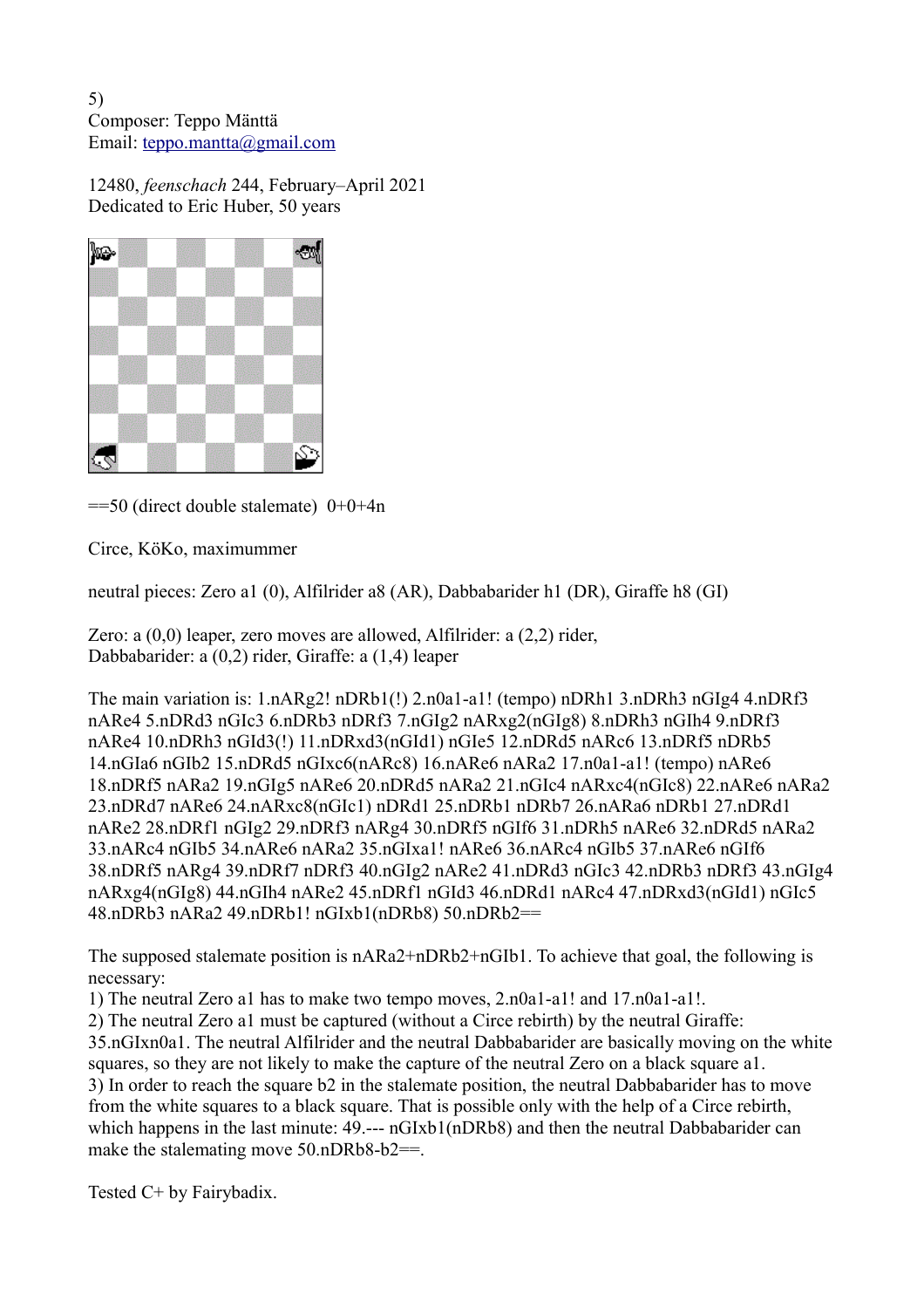5)
Composer: Teppo Mänttä
Email: teppo.mantta@gmail.com

12480, *feenschach* 244, February–April 2021
Dedicated to Eric Huber, 50 years

==50 (direct double stalemate) 0+0+4n

Circe, KöKo, maximummer

neutral pieces: Zero a1 (0), Alfilrider a8 (AR), Dabbabarider h1 (DR), Giraffe h8 (GI)

Zero: a (0,0) leaper, zero moves are allowed, Alfilrider: a (2,2) rider,
Dabbabarider: a (0,2) rider, Giraffe: a (1,4) leaper

The main variation is: 1.nARg2! nDRb1(!) 2.n0a1-a1! (tempo) nDRh1 3.nDRh3 nGIg4 4.nDRf3 nARe4 5.nDRd3 nGIc3 6.nDRb3 nDRf3 7.nGIg2 nARxg2(nGIg8) 8.nDRh3 nGIh4 9.nDRf3 nARe4 10.nDRh3 nGId3(!) 11.nDRxd3(nGId1) nGIe5 12.nDRd5 nARc6 13.nDRf5 nDRb5 14.nGIa6 nGIb2 15.nDRd5 nGIxc6(nARc8) 16.nARe6 nARa2 17.n0a1-a1! (tempo) nARe6 18.nDRf5 nARa2 19.nGIg5 nARe6 20.nDRd5 nARa2 21.nGIc4 nARxc4(nGIc8) 22.nARe6 nARa2 23.nDRd7 nARe6 24.nARxc8(nGIc1) nDRd1 25.nDRb1 nDRb7 26.nARa6 nDRb1 27.nDRd1 nARe2 28.nDRf1 nGIg2 29.nDRf3 nARg4 30.nDRf5 nGIf6 31.nDRh5 nARe6 32.nDRd5 nARa2 33.nARc4 nGIb5 34.nARe6 nARa2 35.nGIxa1! nARe6 36.nARc4 nGIb5 37.nARe6 nGIf6 38.nDRf5 nARg4 39.nDRf7 nDRf3 40.nGIg2 nARe2 41.nDRd3 nGIc3 42.nDRb3 nDRf3 43.nGIg4 nARxg4(nGIg8) 44.nGIh4 nARe2 45.nDRf1 nGId3 46.nDRd1 nARc4 47.nDRxd3(nGId1) nGIc5 48.nDRb3 nARa2 49.nDRb1! nGIxb1(nDRb8) 50.nDRb2==

The supposed stalemate position is nARa2+nDRb2+nGIb1. To achieve that goal, the following is necessary:
1) The neutral Zero a1 has to make two tempo moves, 2.n0a1-a1! and 17.n0a1-a1!.
2) The neutral Zero a1 must be captured (without a Circe rebirth) by the neutral Giraffe: 35.nGIxn0a1. The neutral Alfilrider and the neutral Dabbabarider are basically moving on the white squares, so they are not likely to make the capture of the neutral Zero on a black square a1.
3) In order to reach the square b2 in the stalemate position, the neutral Dabbabarider has to move from the white squares to a black square. That is possible only with the help of a Circe rebirth, which happens in the last minute: 49.--- nGIxb1(nDRb8) and then the neutral Dabbabarider can make the stalemating move 50.nDRb8-b2==.

Tested C+ by Fairybadix.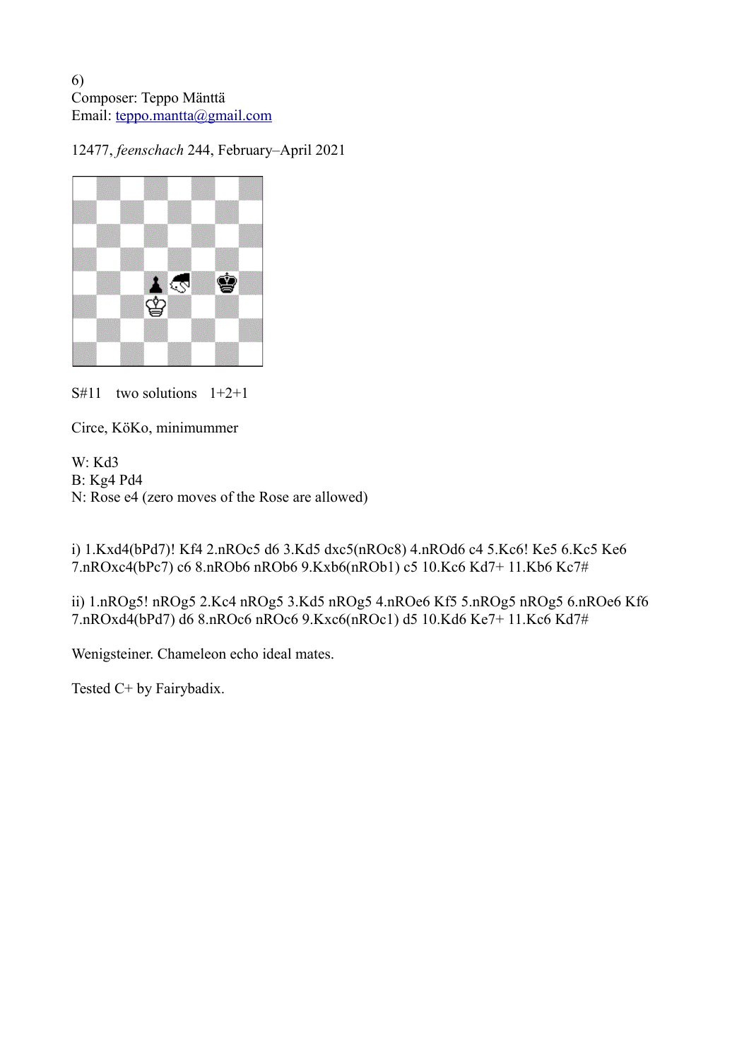6)
Composer: Teppo Mänttä
Email: teppo.mantta@gmail.com

12477, *feenschach* 244, February–April 2021

S#11 two solutions 1+2+1

Circe, KöKo, minimummer

W: Kd3
B: Kg4 Pd4
N: Rose e4 (zero moves of the Rose are allowed)

i) 1.Kxd4(bPd7)! Kf4 2.nROc5 d6 3.Kd5 dxc5(nROc8) 4.nROd6 c4 5.Kc6! Ke5 6.Kc5 Ke6 7.nROxc4(bPc7) c6 8.nROb6 nROb6 9.Kxb6(nROb1) c5 10.Kc6 Kd7+ 11.Kb6 Kc7#

ii) 1.nROg5! nROg5 2.Kc4 nROg5 3.Kd5 nROg5 4.nROe6 Kf5 5.nROg5 nROg5 6.nROe6 Kf6 7.nROxd4(bPd7) d6 8.nROc6 nROc6 9.Kxc6(nROc1) d5 10.Kd6 Ke7+ 11.Kc6 Kd7#

Wenigsteiner. Chameleon echo ideal mates.

Tested C+ by Fairybadix.